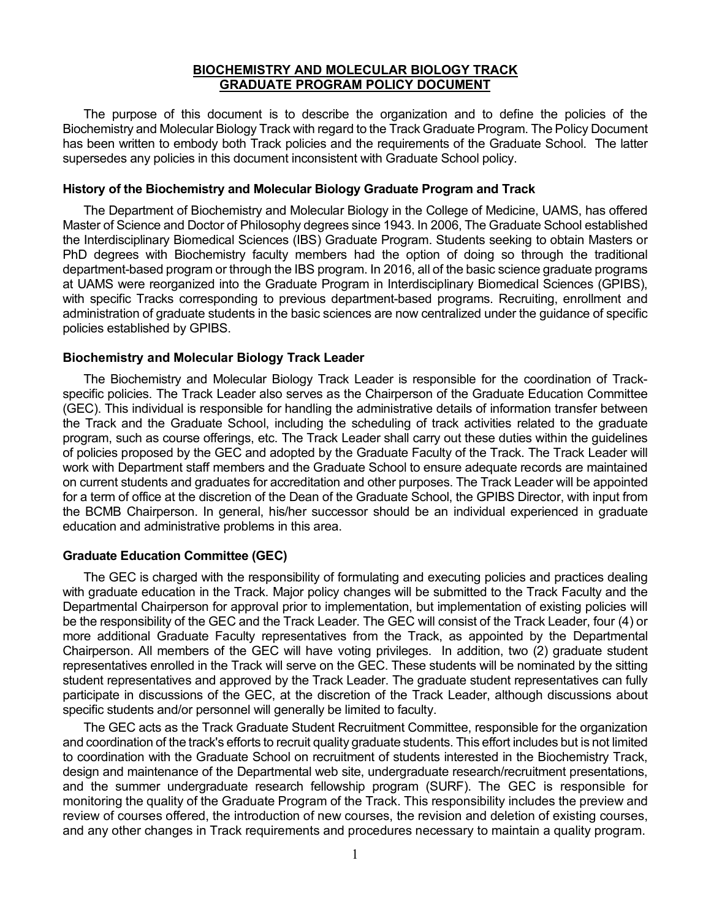# BIOCHEMISTRY AND MOLECULAR BIOLOGY TRACK
# GRADUATE PROGRAM POLICY DOCUMENT

The purpose of this document is to describe the organization and to define the policies of the Biochemistry and Molecular Biology Track with regard to the Track Graduate Program. The Policy Document has been written to embody both Track policies and the requirements of the Graduate School. The latter supersedes any policies in this document inconsistent with Graduate School policy.

### History of the Biochemistry and Molecular Biology Graduate Program and Track

The Department of Biochemistry and Molecular Biology in the College of Medicine, UAMS, has offered Master of Science and Doctor of Philosophy degrees since 1943. In 2006, The Graduate School established the Interdisciplinary Biomedical Sciences (IBS) Graduate Program. Students seeking to obtain Masters or PhD degrees with Biochemistry faculty members had the option of doing so through the traditional department-based program or through the IBS program. In 2016, all of the basic science graduate programs at UAMS were reorganized into the Graduate Program in Interdisciplinary Biomedical Sciences (GPIBS), with specific Tracks corresponding to previous department-based programs. Recruiting, enrollment and administration of graduate students in the basic sciences are now centralized under the guidance of specific policies established by GPIBS.

### Biochemistry and Molecular Biology Track Leader

The Biochemistry and Molecular Biology Track Leader is responsible for the coordination of Track-specific policies. The Track Leader also serves as the Chairperson of the Graduate Education Committee (GEC). This individual is responsible for handling the administrative details of information transfer between the Track and the Graduate School, including the scheduling of track activities related to the graduate program, such as course offerings, etc. The Track Leader shall carry out these duties within the guidelines of policies proposed by the GEC and adopted by the Graduate Faculty of the Track. The Track Leader will work with Department staff members and the Graduate School to ensure adequate records are maintained on current students and graduates for accreditation and other purposes. The Track Leader will be appointed for a term of office at the discretion of the Dean of the Graduate School, the GPIBS Director, with input from the BCMB Chairperson. In general, his/her successor should be an individual experienced in graduate education and administrative problems in this area.

### Graduate Education Committee (GEC)

The GEC is charged with the responsibility of formulating and executing policies and practices dealing with graduate education in the Track. Major policy changes will be submitted to the Track Faculty and the Departmental Chairperson for approval prior to implementation, but implementation of existing policies will be the responsibility of the GEC and the Track Leader. The GEC will consist of the Track Leader, four (4) or more additional Graduate Faculty representatives from the Track, as appointed by the Departmental Chairperson. All members of the GEC will have voting privileges. In addition, two (2) graduate student representatives enrolled in the Track will serve on the GEC. These students will be nominated by the sitting student representatives and approved by the Track Leader. The graduate student representatives can fully participate in discussions of the GEC, at the discretion of the Track Leader, although discussions about specific students and/or personnel will generally be limited to faculty.

The GEC acts as the Track Graduate Student Recruitment Committee, responsible for the organization and coordination of the track's efforts to recruit quality graduate students. This effort includes but is not limited to coordination with the Graduate School on recruitment of students interested in the Biochemistry Track, design and maintenance of the Departmental web site, undergraduate research/recruitment presentations, and the summer undergraduate research fellowship program (SURF). The GEC is responsible for monitoring the quality of the Graduate Program of the Track. This responsibility includes the preview and review of courses offered, the introduction of new courses, the revision and deletion of existing courses, and any other changes in Track requirements and procedures necessary to maintain a quality program.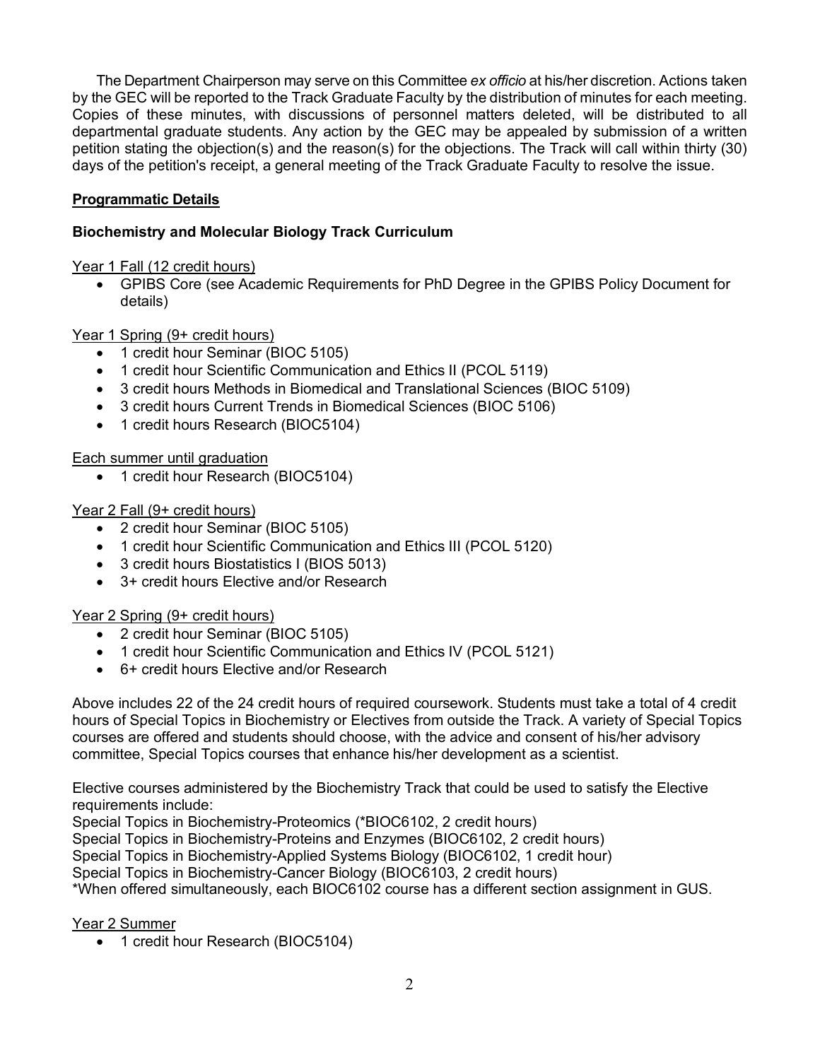The Department Chairperson may serve on this Committee *ex officio* at his/her discretion. Actions taken by the GEC will be reported to the Track Graduate Faculty by the distribution of minutes for each meeting. Copies of these minutes, with discussions of personnel matters deleted, will be distributed to all departmental graduate students. Any action by the GEC may be appealed by submission of a written petition stating the objection(s) and the reason(s) for the objections. The Track will call within thirty (30) days of the petition's receipt, a general meeting of the Track Graduate Faculty to resolve the issue.

## Programmatic Details

### Biochemistry and Molecular Biology Track Curriculum

Year 1 Fall (12 credit hours)

- GPIBS Core (see Academic Requirements for PhD Degree in the GPIBS Policy Document for details)

Year 1 Spring (9+ credit hours)

- 1 credit hour Seminar (BIOC 5105)
- 1 credit hour Scientific Communication and Ethics II (PCOL 5119)
- 3 credit hours Methods in Biomedical and Translational Sciences (BIOC 5109)
- 3 credit hours Current Trends in Biomedical Sciences (BIOC 5106)
- 1 credit hours Research (BIOC5104)

Each summer until graduation

- 1 credit hour Research (BIOC5104)

Year 2 Fall (9+ credit hours)

- 2 credit hour Seminar (BIOC 5105)
- 1 credit hour Scientific Communication and Ethics III (PCOL 5120)
- 3 credit hours Biostatistics I (BIOS 5013)
- 3+ credit hours Elective and/or Research

Year 2 Spring (9+ credit hours)

- 2 credit hour Seminar (BIOC 5105)
- 1 credit hour Scientific Communication and Ethics IV (PCOL 5121)
- 6+ credit hours Elective and/or Research

Above includes 22 of the 24 credit hours of required coursework. Students must take a total of 4 credit hours of Special Topics in Biochemistry or Electives from outside the Track. A variety of Special Topics courses are offered and students should choose, with the advice and consent of his/her advisory committee, Special Topics courses that enhance his/her development as a scientist.

Elective courses administered by the Biochemistry Track that could be used to satisfy the Elective requirements include:
Special Topics in Biochemistry-Proteomics (*BIOC6102, 2 credit hours)
Special Topics in Biochemistry-Proteins and Enzymes (BIOC6102, 2 credit hours)
Special Topics in Biochemistry-Applied Systems Biology (BIOC6102, 1 credit hour)
Special Topics in Biochemistry-Cancer Biology (BIOC6103, 2 credit hours)
*When offered simultaneously, each BIOC6102 course has a different section assignment in GUS.

Year 2 Summer

- 1 credit hour Research (BIOC5104)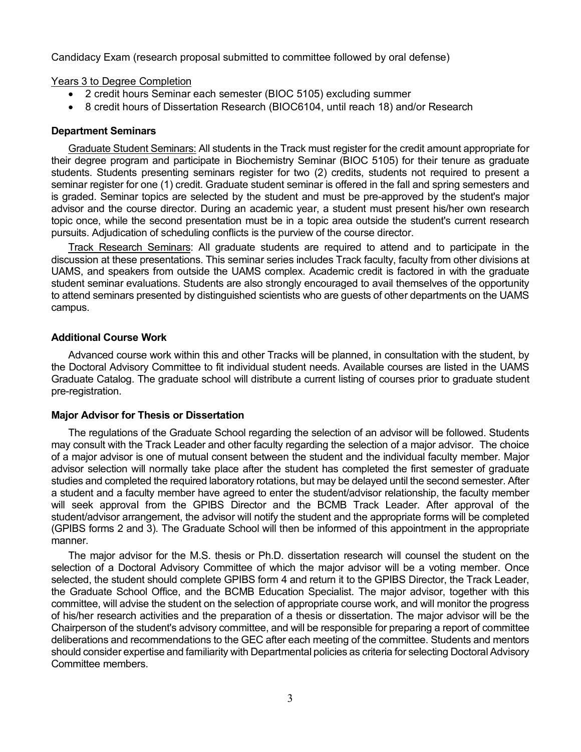Candidacy Exam (research proposal submitted to committee followed by oral defense)

Years 3 to Degree Completion

- 2 credit hours Seminar each semester (BIOC 5105) excluding summer
- 8 credit hours of Dissertation Research (BIOC6104, until reach 18) and/or Research

**Department Seminars**

Graduate Student Seminars: All students in the Track must register for the credit amount appropriate for their degree program and participate in Biochemistry Seminar (BIOC 5105) for their tenure as graduate students. Students presenting seminars register for two (2) credits, students not required to present a seminar register for one (1) credit. Graduate student seminar is offered in the fall and spring semesters and is graded. Seminar topics are selected by the student and must be pre-approved by the student's major advisor and the course director. During an academic year, a student must present his/her own research topic once, while the second presentation must be in a topic area outside the student's current research pursuits. Adjudication of scheduling conflicts is the purview of the course director.

Track Research Seminars: All graduate students are required to attend and to participate in the discussion at these presentations. This seminar series includes Track faculty, faculty from other divisions at UAMS, and speakers from outside the UAMS complex. Academic credit is factored in with the graduate student seminar evaluations. Students are also strongly encouraged to avail themselves of the opportunity to attend seminars presented by distinguished scientists who are guests of other departments on the UAMS campus.

**Additional Course Work**

Advanced course work within this and other Tracks will be planned, in consultation with the student, by the Doctoral Advisory Committee to fit individual student needs. Available courses are listed in the UAMS Graduate Catalog. The graduate school will distribute a current listing of courses prior to graduate student pre-registration.

**Major Advisor for Thesis or Dissertation**

The regulations of the Graduate School regarding the selection of an advisor will be followed. Students may consult with the Track Leader and other faculty regarding the selection of a major advisor. The choice of a major advisor is one of mutual consent between the student and the individual faculty member. Major advisor selection will normally take place after the student has completed the first semester of graduate studies and completed the required laboratory rotations, but may be delayed until the second semester. After a student and a faculty member have agreed to enter the student/advisor relationship, the faculty member will seek approval from the GPIBS Director and the BCMB Track Leader. After approval of the student/advisor arrangement, the advisor will notify the student and the appropriate forms will be completed (GPIBS forms 2 and 3). The Graduate School will then be informed of this appointment in the appropriate manner.

The major advisor for the M.S. thesis or Ph.D. dissertation research will counsel the student on the selection of a Doctoral Advisory Committee of which the major advisor will be a voting member. Once selected, the student should complete GPIBS form 4 and return it to the GPIBS Director, the Track Leader, the Graduate School Office, and the BCMB Education Specialist. The major advisor, together with this committee, will advise the student on the selection of appropriate course work, and will monitor the progress of his/her research activities and the preparation of a thesis or dissertation. The major advisor will be the Chairperson of the student's advisory committee, and will be responsible for preparing a report of committee deliberations and recommendations to the GEC after each meeting of the committee. Students and mentors should consider expertise and familiarity with Departmental policies as criteria for selecting Doctoral Advisory Committee members.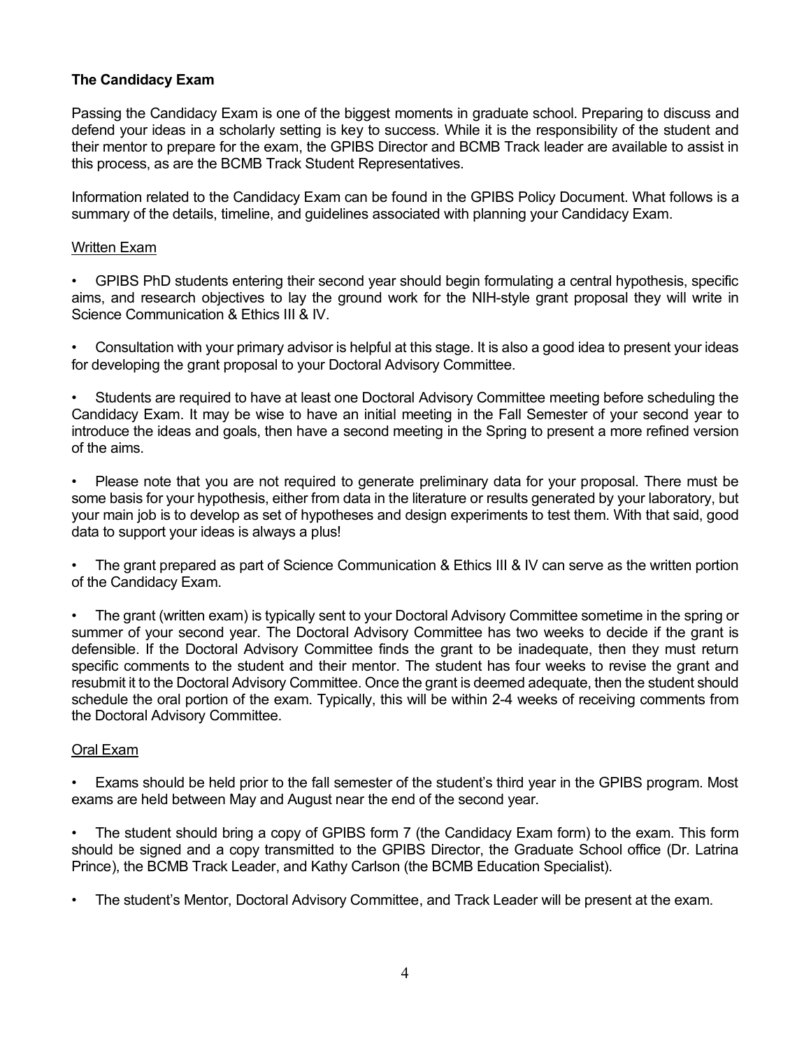**The Candidacy Exam**

Passing the Candidacy Exam is one of the biggest moments in graduate school. Preparing to discuss and defend your ideas in a scholarly setting is key to success. While it is the responsibility of the student and their mentor to prepare for the exam, the GPIBS Director and BCMB Track leader are available to assist in this process, as are the BCMB Track Student Representatives.

Information related to the Candidacy Exam can be found in the GPIBS Policy Document. What follows is a summary of the details, timeline, and guidelines associated with planning your Candidacy Exam.

Written Exam

- GPIBS PhD students entering their second year should begin formulating a central hypothesis, specific aims, and research objectives to lay the ground work for the NIH-style grant proposal they will write in Science Communication & Ethics III & IV.

- Consultation with your primary advisor is helpful at this stage. It is also a good idea to present your ideas for developing the grant proposal to your Doctoral Advisory Committee.

- Students are required to have at least one Doctoral Advisory Committee meeting before scheduling the Candidacy Exam. It may be wise to have an initial meeting in the Fall Semester of your second year to introduce the ideas and goals, then have a second meeting in the Spring to present a more refined version of the aims.

- Please note that you are not required to generate preliminary data for your proposal. There must be some basis for your hypothesis, either from data in the literature or results generated by your laboratory, but your main job is to develop as set of hypotheses and design experiments to test them. With that said, good data to support your ideas is always a plus!

- The grant prepared as part of Science Communication & Ethics III & IV can serve as the written portion of the Candidacy Exam.

- The grant (written exam) is typically sent to your Doctoral Advisory Committee sometime in the spring or summer of your second year. The Doctoral Advisory Committee has two weeks to decide if the grant is defensible. If the Doctoral Advisory Committee finds the grant to be inadequate, then they must return specific comments to the student and their mentor. The student has four weeks to revise the grant and resubmit it to the Doctoral Advisory Committee. Once the grant is deemed adequate, then the student should schedule the oral portion of the exam. Typically, this will be within 2-4 weeks of receiving comments from the Doctoral Advisory Committee.

Oral Exam

- Exams should be held prior to the fall semester of the student's third year in the GPIBS program. Most exams are held between May and August near the end of the second year.

- The student should bring a copy of GPIBS form 7 (the Candidacy Exam form) to the exam. This form should be signed and a copy transmitted to the GPIBS Director, the Graduate School office (Dr. Latrina Prince), the BCMB Track Leader, and Kathy Carlson (the BCMB Education Specialist).

- The student's Mentor, Doctoral Advisory Committee, and Track Leader will be present at the exam.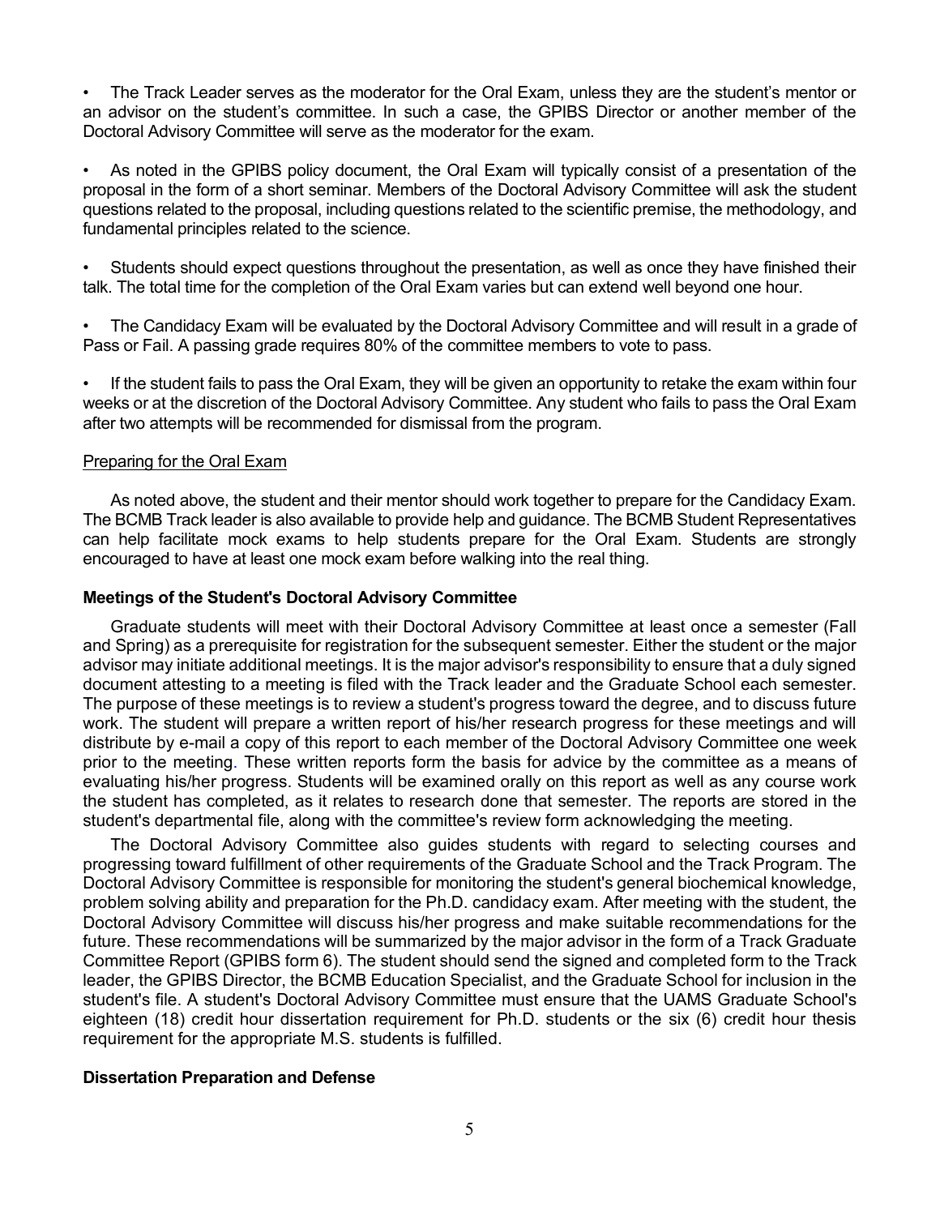- The Track Leader serves as the moderator for the Oral Exam, unless they are the student's mentor or an advisor on the student's committee. In such a case, the GPIBS Director or another member of the Doctoral Advisory Committee will serve as the moderator for the exam.

- As noted in the GPIBS policy document, the Oral Exam will typically consist of a presentation of the proposal in the form of a short seminar. Members of the Doctoral Advisory Committee will ask the student questions related to the proposal, including questions related to the scientific premise, the methodology, and fundamental principles related to the science.

- Students should expect questions throughout the presentation, as well as once they have finished their talk. The total time for the completion of the Oral Exam varies but can extend well beyond one hour.

- The Candidacy Exam will be evaluated by the Doctoral Advisory Committee and will result in a grade of Pass or Fail. A passing grade requires 80% of the committee members to vote to pass.

- If the student fails to pass the Oral Exam, they will be given an opportunity to retake the exam within four weeks or at the discretion of the Doctoral Advisory Committee. Any student who fails to pass the Oral Exam after two attempts will be recommended for dismissal from the program.

<u>Preparing for the Oral Exam</u>

As noted above, the student and their mentor should work together to prepare for the Candidacy Exam. The BCMB Track leader is also available to provide help and guidance. The BCMB Student Representatives can help facilitate mock exams to help students prepare for the Oral Exam. Students are strongly encouraged to have at least one mock exam before walking into the real thing.

**Meetings of the Student's Doctoral Advisory Committee**

Graduate students will meet with their Doctoral Advisory Committee at least once a semester (Fall and Spring) as a prerequisite for registration for the subsequent semester. Either the student or the major advisor may initiate additional meetings. It is the major advisor's responsibility to ensure that a duly signed document attesting to a meeting is filed with the Track leader and the Graduate School each semester. The purpose of these meetings is to review a student's progress toward the degree, and to discuss future work. The student will prepare a written report of his/her research progress for these meetings and will distribute by e-mail a copy of this report to each member of the Doctoral Advisory Committee one week prior to the meeting. These written reports form the basis for advice by the committee as a means of evaluating his/her progress. Students will be examined orally on this report as well as any course work the student has completed, as it relates to research done that semester. The reports are stored in the student's departmental file, along with the committee's review form acknowledging the meeting.

The Doctoral Advisory Committee also guides students with regard to selecting courses and progressing toward fulfillment of other requirements of the Graduate School and the Track Program. The Doctoral Advisory Committee is responsible for monitoring the student's general biochemical knowledge, problem solving ability and preparation for the Ph.D. candidacy exam. After meeting with the student, the Doctoral Advisory Committee will discuss his/her progress and make suitable recommendations for the future. These recommendations will be summarized by the major advisor in the form of a Track Graduate Committee Report (GPIBS form 6). The student should send the signed and completed form to the Track leader, the GPIBS Director, the BCMB Education Specialist, and the Graduate School for inclusion in the student's file. A student's Doctoral Advisory Committee must ensure that the UAMS Graduate School's eighteen (18) credit hour dissertation requirement for Ph.D. students or the six (6) credit hour thesis requirement for the appropriate M.S. students is fulfilled.

**Dissertation Preparation and Defense**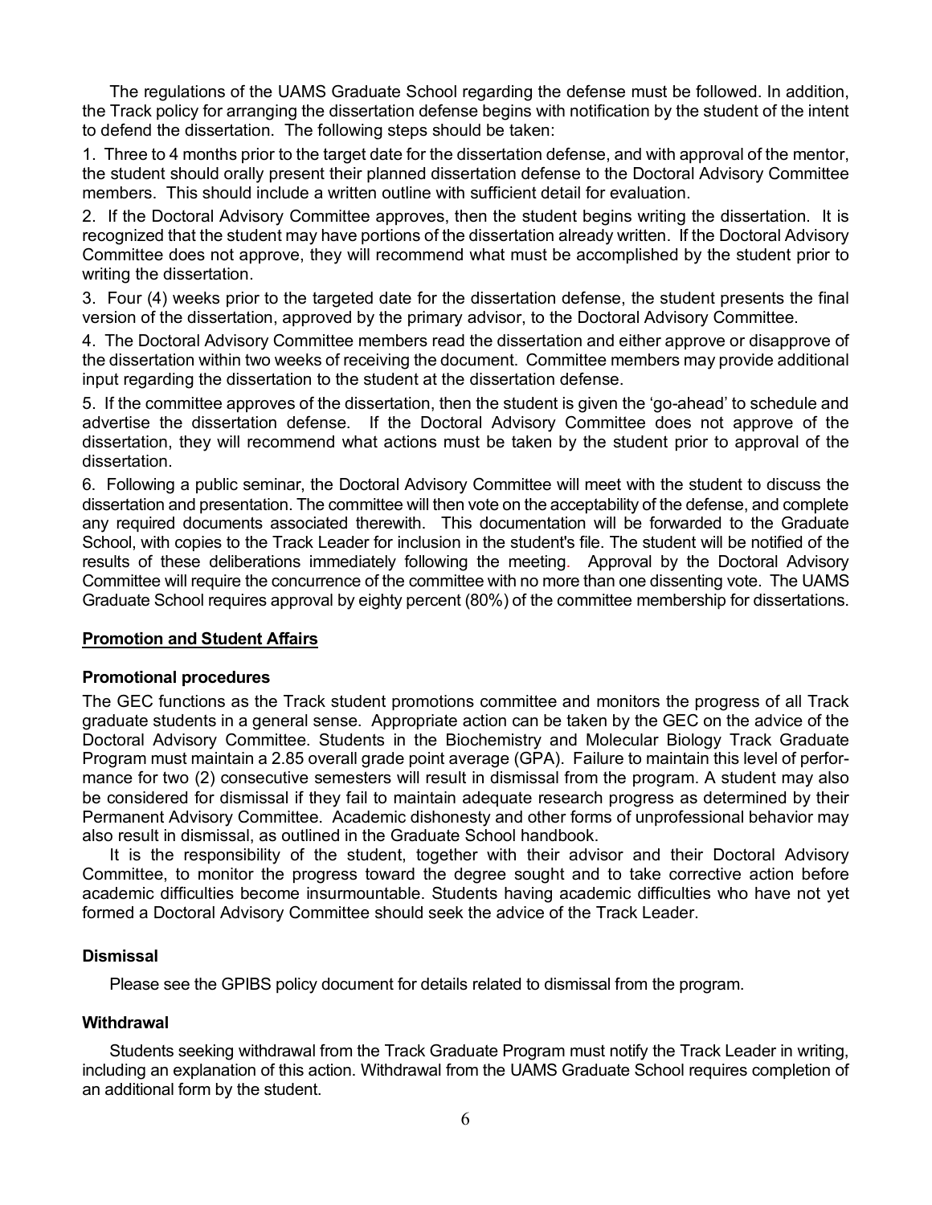The regulations of the UAMS Graduate School regarding the defense must be followed. In addition, the Track policy for arranging the dissertation defense begins with notification by the student of the intent to defend the dissertation. The following steps should be taken:

1. Three to 4 months prior to the target date for the dissertation defense, and with approval of the mentor, the student should orally present their planned dissertation defense to the Doctoral Advisory Committee members. This should include a written outline with sufficient detail for evaluation.

2. If the Doctoral Advisory Committee approves, then the student begins writing the dissertation. It is recognized that the student may have portions of the dissertation already written. If the Doctoral Advisory Committee does not approve, they will recommend what must be accomplished by the student prior to writing the dissertation.

3. Four (4) weeks prior to the targeted date for the dissertation defense, the student presents the final version of the dissertation, approved by the primary advisor, to the Doctoral Advisory Committee.

4. The Doctoral Advisory Committee members read the dissertation and either approve or disapprove of the dissertation within two weeks of receiving the document. Committee members may provide additional input regarding the dissertation to the student at the dissertation defense.

5. If the committee approves of the dissertation, then the student is given the 'go-ahead' to schedule and advertise the dissertation defense. If the Doctoral Advisory Committee does not approve of the dissertation, they will recommend what actions must be taken by the student prior to approval of the dissertation.

6. Following a public seminar, the Doctoral Advisory Committee will meet with the student to discuss the dissertation and presentation. The committee will then vote on the acceptability of the defense, and complete any required documents associated therewith. This documentation will be forwarded to the Graduate School, with copies to the Track Leader for inclusion in the student's file. The student will be notified of the results of these deliberations immediately following the meeting. Approval by the Doctoral Advisory Committee will require the concurrence of the committee with no more than one dissenting vote. The UAMS Graduate School requires approval by eighty percent (80%) of the committee membership for dissertations.

## Promotion and Student Affairs

### Promotional procedures

The GEC functions as the Track student promotions committee and monitors the progress of all Track graduate students in a general sense. Appropriate action can be taken by the GEC on the advice of the Doctoral Advisory Committee. Students in the Biochemistry and Molecular Biology Track Graduate Program must maintain a 2.85 overall grade point average (GPA). Failure to maintain this level of performance for two (2) consecutive semesters will result in dismissal from the program. A student may also be considered for dismissal if they fail to maintain adequate research progress as determined by their Permanent Advisory Committee. Academic dishonesty and other forms of unprofessional behavior may also result in dismissal, as outlined in the Graduate School handbook.

It is the responsibility of the student, together with their advisor and their Doctoral Advisory Committee, to monitor the progress toward the degree sought and to take corrective action before academic difficulties become insurmountable. Students having academic difficulties who have not yet formed a Doctoral Advisory Committee should seek the advice of the Track Leader.

### Dismissal

Please see the GPIBS policy document for details related to dismissal from the program.

### Withdrawal

Students seeking withdrawal from the Track Graduate Program must notify the Track Leader in writing, including an explanation of this action. Withdrawal from the UAMS Graduate School requires completion of an additional form by the student.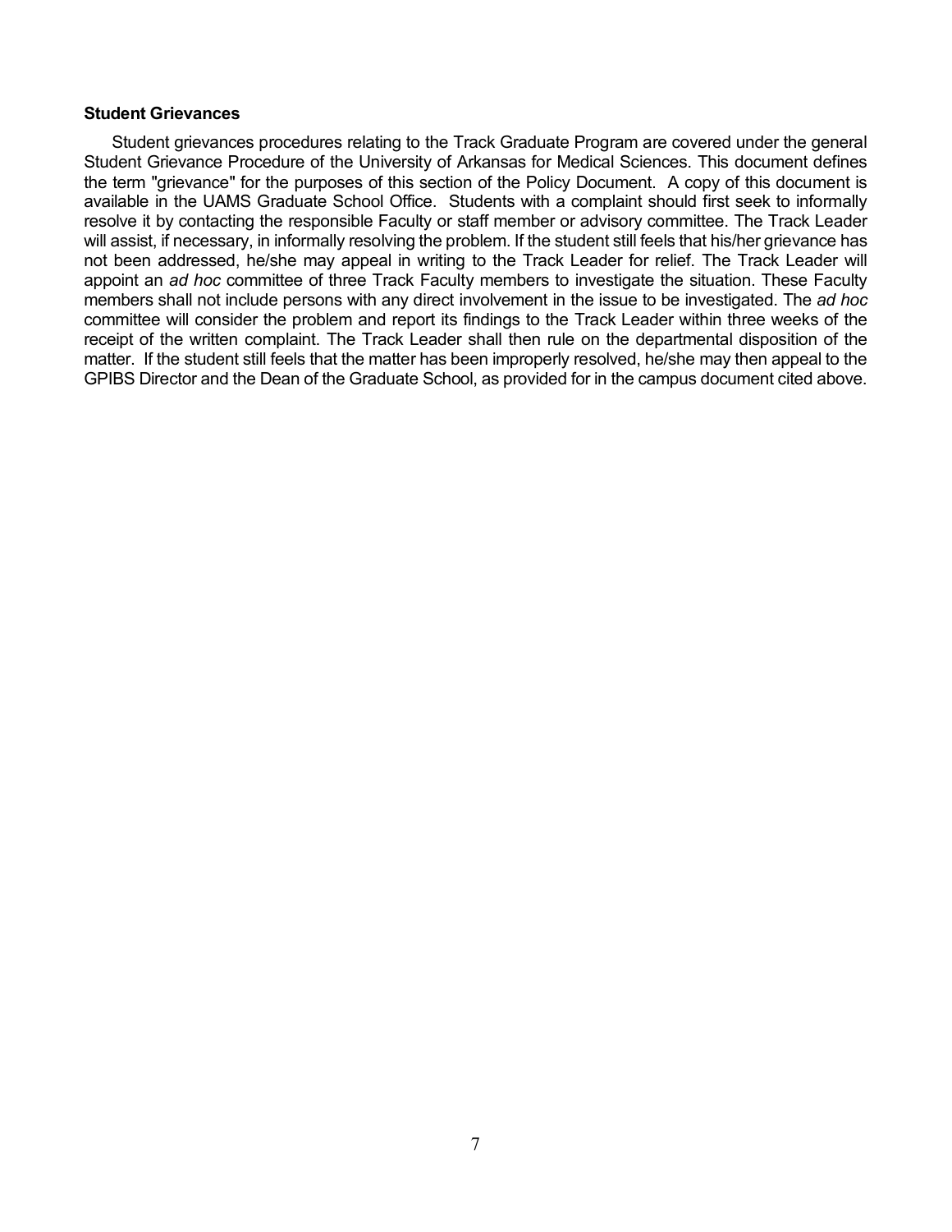**Student Grievances**

Student grievances procedures relating to the Track Graduate Program are covered under the general Student Grievance Procedure of the University of Arkansas for Medical Sciences. This document defines the term "grievance" for the purposes of this section of the Policy Document. A copy of this document is available in the UAMS Graduate School Office. Students with a complaint should first seek to informally resolve it by contacting the responsible Faculty or staff member or advisory committee. The Track Leader will assist, if necessary, in informally resolving the problem. If the student still feels that his/her grievance has not been addressed, he/she may appeal in writing to the Track Leader for relief. The Track Leader will appoint an *ad hoc* committee of three Track Faculty members to investigate the situation. These Faculty members shall not include persons with any direct involvement in the issue to be investigated. The *ad hoc* committee will consider the problem and report its findings to the Track Leader within three weeks of the receipt of the written complaint. The Track Leader shall then rule on the departmental disposition of the matter. If the student still feels that the matter has been improperly resolved, he/she may then appeal to the GPIBS Director and the Dean of the Graduate School, as provided for in the campus document cited above.